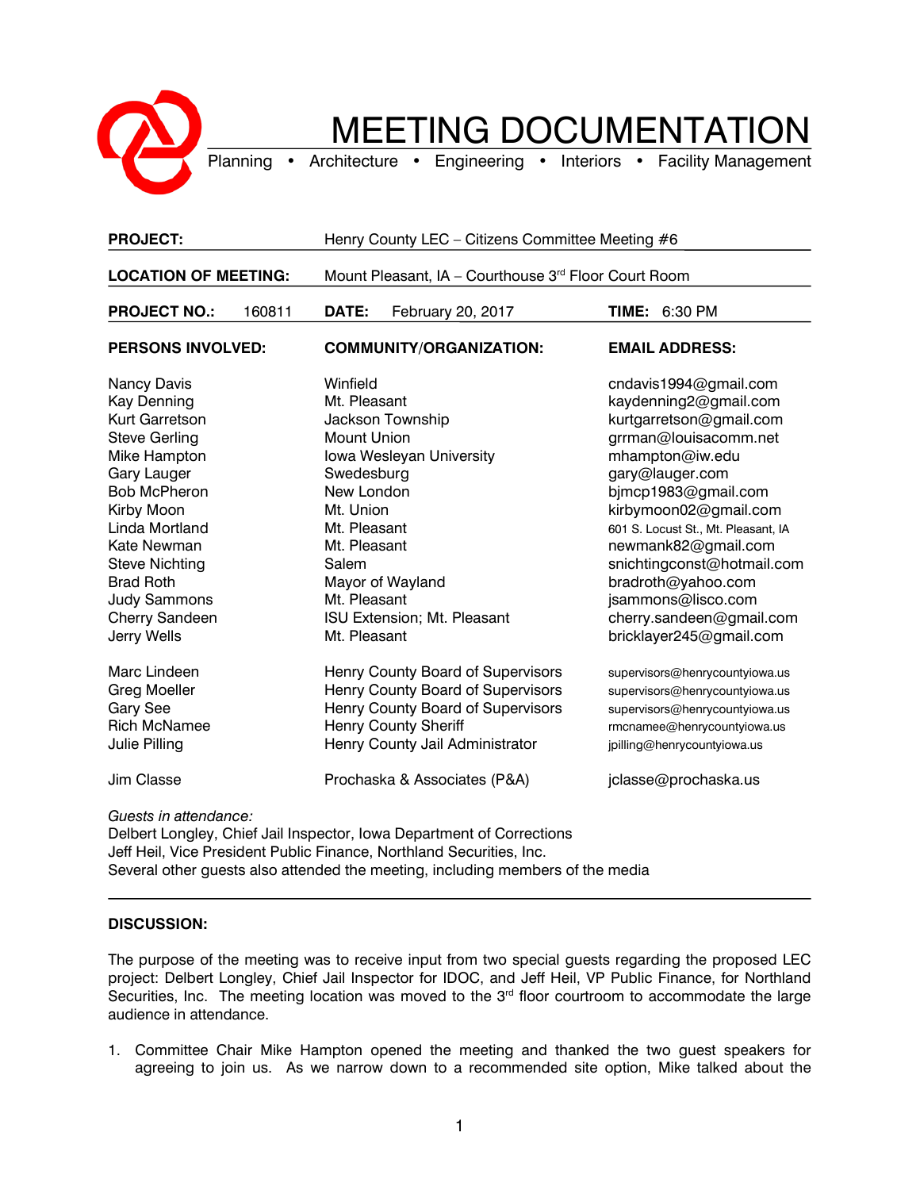# MEETING DOCUMENTATION

Planning • Architecture • Engineering • Interiors • Facility Management

| | | | |
|---|---|---|---|
| **PROJECT:** | Henry County LEC – Citizens Committee Meeting #6 | | |
| **LOCATION OF MEETING:** | Mount Pleasant, IA – Courthouse 3rd Floor Court Room | | |
| **PROJECT NO.:** 160811 | **DATE:** February 20, 2017 | **TIME:** 6:30 PM | |

| **PERSONS INVOLVED:** | **COMMUNITY/ORGANIZATION:** | **EMAIL ADDRESS:** |
|---|---|---|
| Nancy Davis | Winfield | cndavis1994@gmail.com |
| Kay Denning | Mt. Pleasant | kaydenning2@gmail.com |
| Kurt Garretson | Jackson Township | kurtgarretson@gmail.com |
| Steve Gerling | Mount Union | grrman@louisacomm.net |
| Mike Hampton | Iowa Wesleyan University | mhampton@iw.edu |
| Gary Lauger | Swedesburg | gary@lauger.com |
| Bob McPheron | New London | bjmcp1983@gmail.com |
| Kirby Moon | Mt. Union | kirbymoon02@gmail.com |
| Linda Mortland | Mt. Pleasant | 601 S. Locust St., Mt. Pleasant, IA |
| Kate Newman | Mt. Pleasant | newmank82@gmail.com |
| Steve Nichting | Salem | snichtingconst@hotmail.com |
| Brad Roth | Mayor of Wayland | bradroth@yahoo.com |
| Judy Sammons | Mt. Pleasant | jsammons@lisco.com |
| Cherry Sandeen | ISU Extension; Mt. Pleasant | cherry.sandeen@gmail.com |
| Jerry Wells | Mt. Pleasant | bricklayer245@gmail.com |
| | | |
| Marc Lindeen | Henry County Board of Supervisors | supervisors@henrycountyiowa.us |
| Greg Moeller | Henry County Board of Supervisors | supervisors@henrycountyiowa.us |
| Gary See | Henry County Board of Supervisors | supervisors@henrycountyiowa.us |
| Rich McNamee | Henry County Sheriff | rmcnamee@henrycountyiowa.us |
| Julie Pilling | Henry County Jail Administrator | jpilling@henrycountyiowa.us |
| | | |
| Jim Classe | Prochaska & Associates (P&A) | jclasse@prochaska.us |

*Guests in attendance:*
Delbert Longley, Chief Jail Inspector, Iowa Department of Corrections
Jeff Heil, Vice President Public Finance, Northland Securities, Inc.
Several other guests also attended the meeting, including members of the media

---

**DISCUSSION:**

The purpose of the meeting was to receive input from two special guests regarding the proposed LEC project: Delbert Longley, Chief Jail Inspector for IDOC, and Jeff Heil, VP Public Finance, for Northland Securities, Inc. The meeting location was moved to the 3rd floor courtroom to accommodate the large audience in attendance.

1. Committee Chair Mike Hampton opened the meeting and thanked the two guest speakers for agreeing to join us. As we narrow down to a recommended site option, Mike talked about the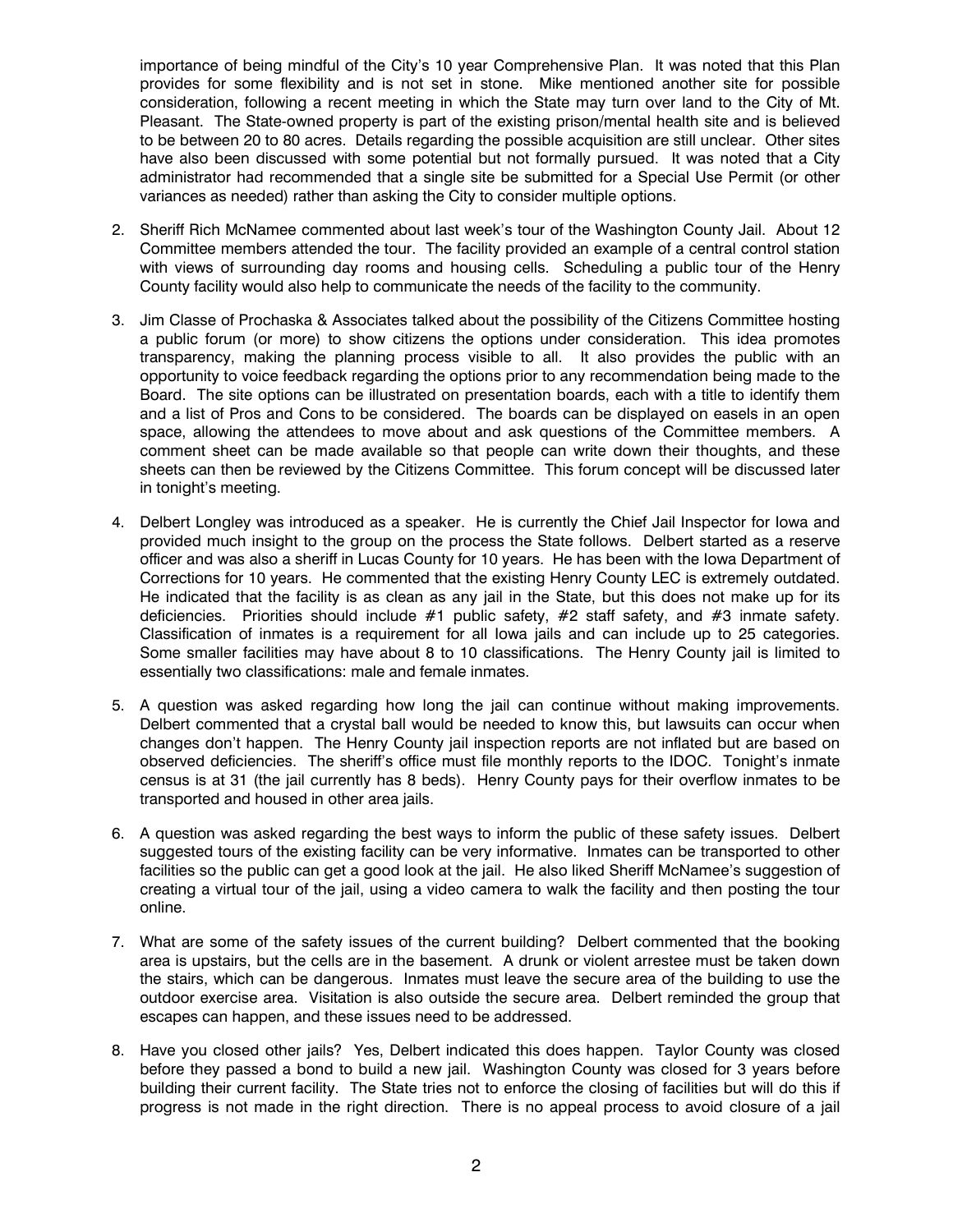importance of being mindful of the City's 10 year Comprehensive Plan. It was noted that this Plan provides for some flexibility and is not set in stone. Mike mentioned another site for possible consideration, following a recent meeting in which the State may turn over land to the City of Mt. Pleasant. The State-owned property is part of the existing prison/mental health site and is believed to be between 20 to 80 acres. Details regarding the possible acquisition are still unclear. Other sites have also been discussed with some potential but not formally pursued. It was noted that a City administrator had recommended that a single site be submitted for a Special Use Permit (or other variances as needed) rather than asking the City to consider multiple options.

2. Sheriff Rich McNamee commented about last week's tour of the Washington County Jail. About 12 Committee members attended the tour. The facility provided an example of a central control station with views of surrounding day rooms and housing cells. Scheduling a public tour of the Henry County facility would also help to communicate the needs of the facility to the community.

3. Jim Classe of Prochaska & Associates talked about the possibility of the Citizens Committee hosting a public forum (or more) to show citizens the options under consideration. This idea promotes transparency, making the planning process visible to all. It also provides the public with an opportunity to voice feedback regarding the options prior to any recommendation being made to the Board. The site options can be illustrated on presentation boards, each with a title to identify them and a list of Pros and Cons to be considered. The boards can be displayed on easels in an open space, allowing the attendees to move about and ask questions of the Committee members. A comment sheet can be made available so that people can write down their thoughts, and these sheets can then be reviewed by the Citizens Committee. This forum concept will be discussed later in tonight's meeting.

4. Delbert Longley was introduced as a speaker. He is currently the Chief Jail Inspector for Iowa and provided much insight to the group on the process the State follows. Delbert started as a reserve officer and was also a sheriff in Lucas County for 10 years. He has been with the Iowa Department of Corrections for 10 years. He commented that the existing Henry County LEC is extremely outdated. He indicated that the facility is as clean as any jail in the State, but this does not make up for its deficiencies. Priorities should include #1 public safety, #2 staff safety, and #3 inmate safety. Classification of inmates is a requirement for all Iowa jails and can include up to 25 categories. Some smaller facilities may have about 8 to 10 classifications. The Henry County jail is limited to essentially two classifications: male and female inmates.

5. A question was asked regarding how long the jail can continue without making improvements. Delbert commented that a crystal ball would be needed to know this, but lawsuits can occur when changes don't happen. The Henry County jail inspection reports are not inflated but are based on observed deficiencies. The sheriff's office must file monthly reports to the IDOC. Tonight's inmate census is at 31 (the jail currently has 8 beds). Henry County pays for their overflow inmates to be transported and housed in other area jails.

6. A question was asked regarding the best ways to inform the public of these safety issues. Delbert suggested tours of the existing facility can be very informative. Inmates can be transported to other facilities so the public can get a good look at the jail. He also liked Sheriff McNamee's suggestion of creating a virtual tour of the jail, using a video camera to walk the facility and then posting the tour online.

7. What are some of the safety issues of the current building? Delbert commented that the booking area is upstairs, but the cells are in the basement. A drunk or violent arrestee must be taken down the stairs, which can be dangerous. Inmates must leave the secure area of the building to use the outdoor exercise area. Visitation is also outside the secure area. Delbert reminded the group that escapes can happen, and these issues need to be addressed.

8. Have you closed other jails? Yes, Delbert indicated this does happen. Taylor County was closed before they passed a bond to build a new jail. Washington County was closed for 3 years before building their current facility. The State tries not to enforce the closing of facilities but will do this if progress is not made in the right direction. There is no appeal process to avoid closure of a jail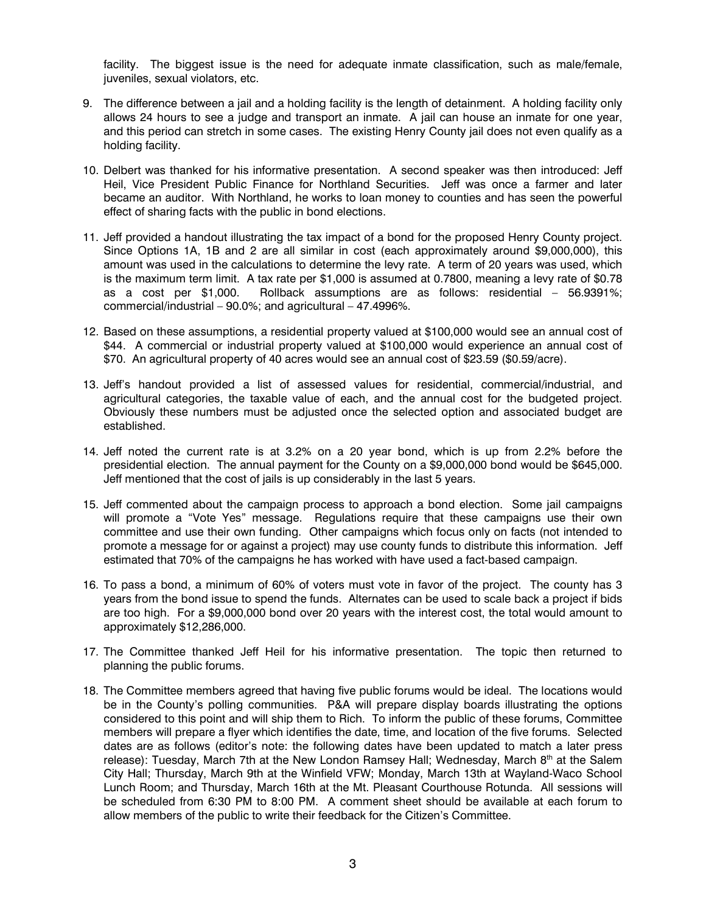facility. The biggest issue is the need for adequate inmate classification, such as male/female, juveniles, sexual violators, etc.

9. The difference between a jail and a holding facility is the length of detainment. A holding facility only allows 24 hours to see a judge and transport an inmate. A jail can house an inmate for one year, and this period can stretch in some cases. The existing Henry County jail does not even qualify as a holding facility.

10. Delbert was thanked for his informative presentation. A second speaker was then introduced: Jeff Heil, Vice President Public Finance for Northland Securities. Jeff was once a farmer and later became an auditor. With Northland, he works to loan money to counties and has seen the powerful effect of sharing facts with the public in bond elections.

11. Jeff provided a handout illustrating the tax impact of a bond for the proposed Henry County project. Since Options 1A, 1B and 2 are all similar in cost (each approximately around $9,000,000), this amount was used in the calculations to determine the levy rate. A term of 20 years was used, which is the maximum term limit. A tax rate per $1,000 is assumed at 0.7800, meaning a levy rate of $0.78 as a cost per $1,000. Rollback assumptions are as follows: residential – 56.9391%; commercial/industrial – 90.0%; and agricultural – 47.4996%.

12. Based on these assumptions, a residential property valued at $100,000 would see an annual cost of $44. A commercial or industrial property valued at $100,000 would experience an annual cost of $70. An agricultural property of 40 acres would see an annual cost of $23.59 ($0.59/acre).

13. Jeff's handout provided a list of assessed values for residential, commercial/industrial, and agricultural categories, the taxable value of each, and the annual cost for the budgeted project. Obviously these numbers must be adjusted once the selected option and associated budget are established.

14. Jeff noted the current rate is at 3.2% on a 20 year bond, which is up from 2.2% before the presidential election. The annual payment for the County on a $9,000,000 bond would be $645,000. Jeff mentioned that the cost of jails is up considerably in the last 5 years.

15. Jeff commented about the campaign process to approach a bond election. Some jail campaigns will promote a "Vote Yes" message. Regulations require that these campaigns use their own committee and use their own funding. Other campaigns which focus only on facts (not intended to promote a message for or against a project) may use county funds to distribute this information. Jeff estimated that 70% of the campaigns he has worked with have used a fact-based campaign.

16. To pass a bond, a minimum of 60% of voters must vote in favor of the project. The county has 3 years from the bond issue to spend the funds. Alternates can be used to scale back a project if bids are too high. For a $9,000,000 bond over 20 years with the interest cost, the total would amount to approximately $12,286,000.

17. The Committee thanked Jeff Heil for his informative presentation. The topic then returned to planning the public forums.

18. The Committee members agreed that having five public forums would be ideal. The locations would be in the County's polling communities. P&A will prepare display boards illustrating the options considered to this point and will ship them to Rich. To inform the public of these forums, Committee members will prepare a flyer which identifies the date, time, and location of the five forums. Selected dates are as follows (editor's note: the following dates have been updated to match a later press release): Tuesday, March 7th at the New London Ramsey Hall; Wednesday, March 8th at the Salem City Hall; Thursday, March 9th at the Winfield VFW; Monday, March 13th at Wayland-Waco School Lunch Room; and Thursday, March 16th at the Mt. Pleasant Courthouse Rotunda. All sessions will be scheduled from 6:30 PM to 8:00 PM. A comment sheet should be available at each forum to allow members of the public to write their feedback for the Citizen's Committee.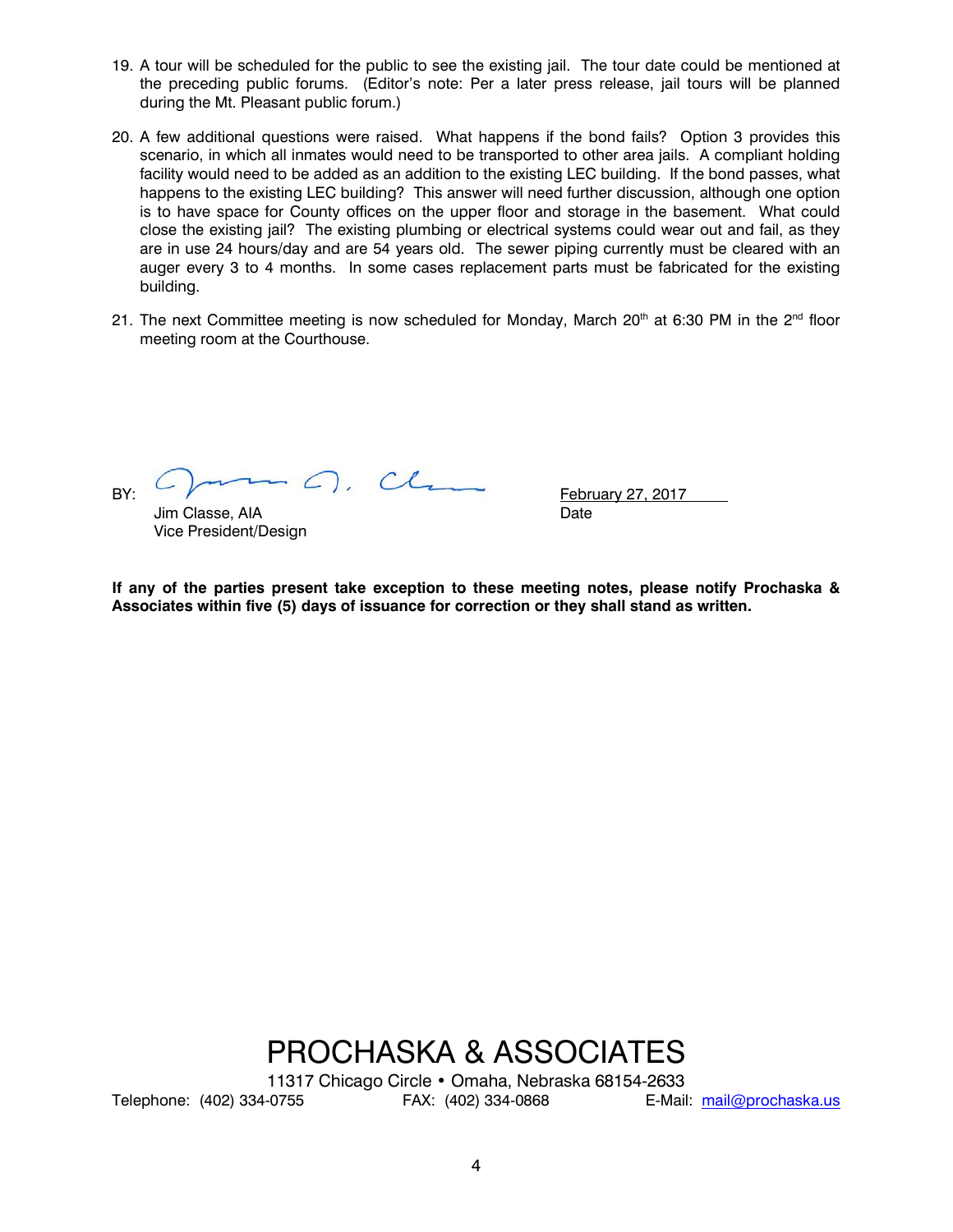19. A tour will be scheduled for the public to see the existing jail. The tour date could be mentioned at the preceding public forums. (Editor's note: Per a later press release, jail tours will be planned during the Mt. Pleasant public forum.)

20. A few additional questions were raised. What happens if the bond fails? Option 3 provides this scenario, in which all inmates would need to be transported to other area jails. A compliant holding facility would need to be added as an addition to the existing LEC building. If the bond passes, what happens to the existing LEC building? This answer will need further discussion, although one option is to have space for County offices on the upper floor and storage in the basement. What could close the existing jail? The existing plumbing or electrical systems could wear out and fail, as they are in use 24 hours/day and are 54 years old. The sewer piping currently must be cleared with an auger every 3 to 4 months. In some cases replacement parts must be fabricated for the existing building.

21. The next Committee meeting is now scheduled for Monday, March 20th at 6:30 PM in the 2nd floor meeting room at the Courthouse.

BY: Jim Classe, AIA
Vice President/Design

February 27, 2017
Date

**If any of the parties present take exception to these meeting notes, please notify Prochaska & Associates within five (5) days of issuance for correction or they shall stand as written.**

PROCHASKA & ASSOCIATES
11317 Chicago Circle • Omaha, Nebraska 68154-2633
Telephone: (402) 334-0755 FAX: (402) 334-0868 E-Mail: mail@prochaska.us